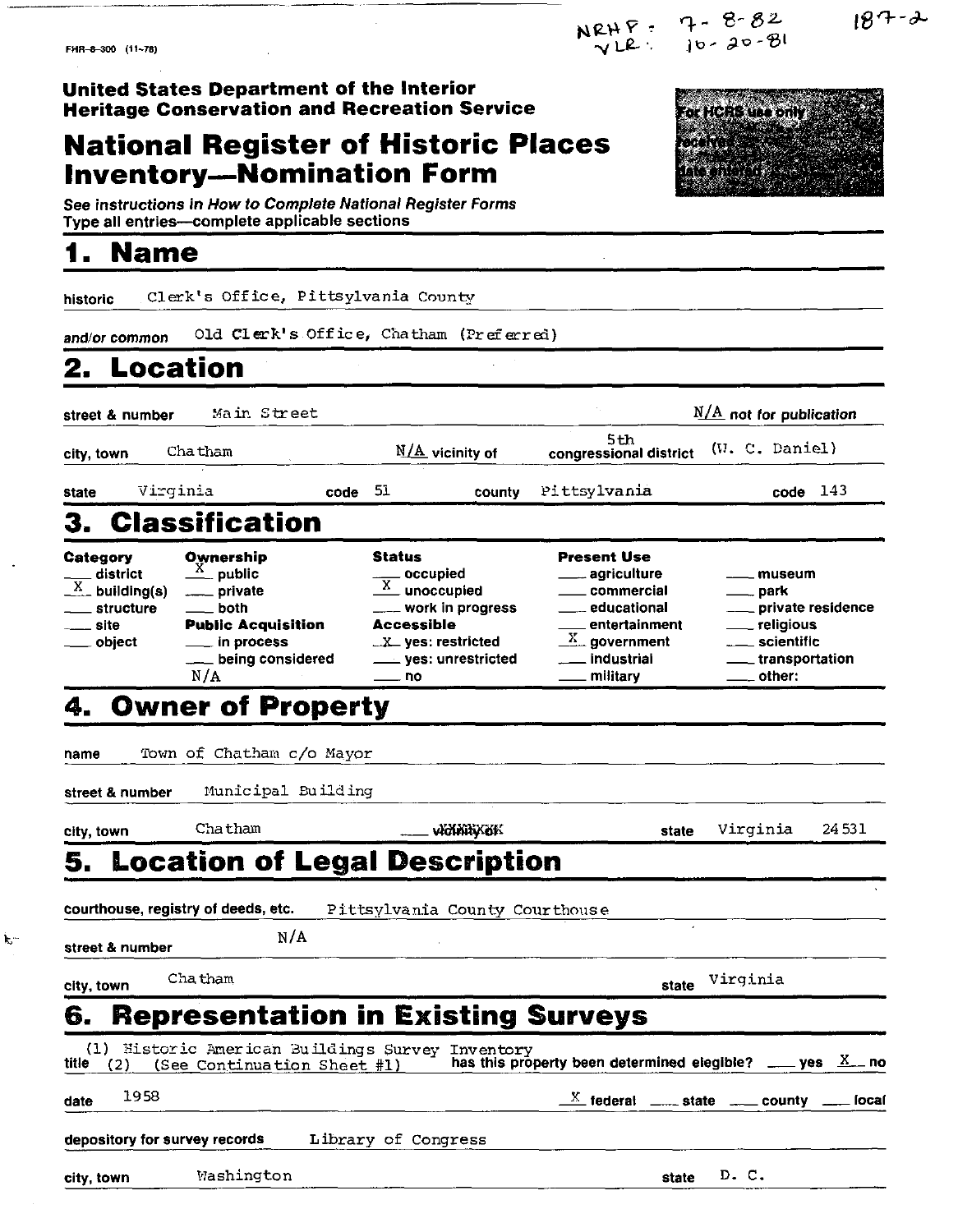NRHP: 7-8-82
VLR: 10-20-81

187-2

FHR-8-300 (11-78)

**United States Department of the Interior**
**Heritage Conservation and Recreation Service**

# National Register of Historic Places Inventory—Nomination Form

For HCRS use only
received
date entered

See instructions in *How to Complete National Register Forms*
Type all entries—complete applicable sections

## 1. Name

historic: Clerk's Office, Pittsylvania County

and/or common: Old Clerk's Office, Chatham (Preferred)

## 2. Location

street & number: Main Street — N/A not for publication

city, town: Chatham — N/A vicinity of — 5th congressional district (W. C. Daniel)

state: Virginia — code 51 — county: Pittsylvania — code 143

## 3. Classification

| Category | Ownership | Status | Present Use | |
|---|---|---|---|---|
| ___ district | X public | ___ occupied | ___ agriculture | ___ museum |
| X building(s) | ___ private | X unoccupied | ___ commercial | ___ park |
| ___ structure | ___ both | ___ work in progress | ___ educational | ___ private residence |
| ___ site | **Public Acquisition** | **Accessible** | ___ entertainment | ___ religious |
| ___ object | ___ in process | X yes: restricted | X government | ___ scientific |
| | ___ being considered | ___ yes: unrestricted | ___ industrial | ___ transportation |
| | N/A | ___ no | ___ military | ___ other: |

## 4. Owner of Property

name: Town of Chatham c/o Mayor

street & number: Municipal Building

city, town: Chatham — ___ vicinity of — state: Virginia 24531

## 5. Location of Legal Description

courthouse, registry of deeds, etc.: Pittsylvania County Courthouse

street & number: N/A

city, town: Chatham — state: Virginia

## 6. Representation in Existing Surveys

title: (1) Historic American Buildings Survey Inventory
(2) (See Continuation Sheet #1)

has this property been determined elegible? ___ yes X no

date: 1958 — X federal ___ state ___ county ___ local

depository for survey records: Library of Congress

city, town: Washington — state: D. C.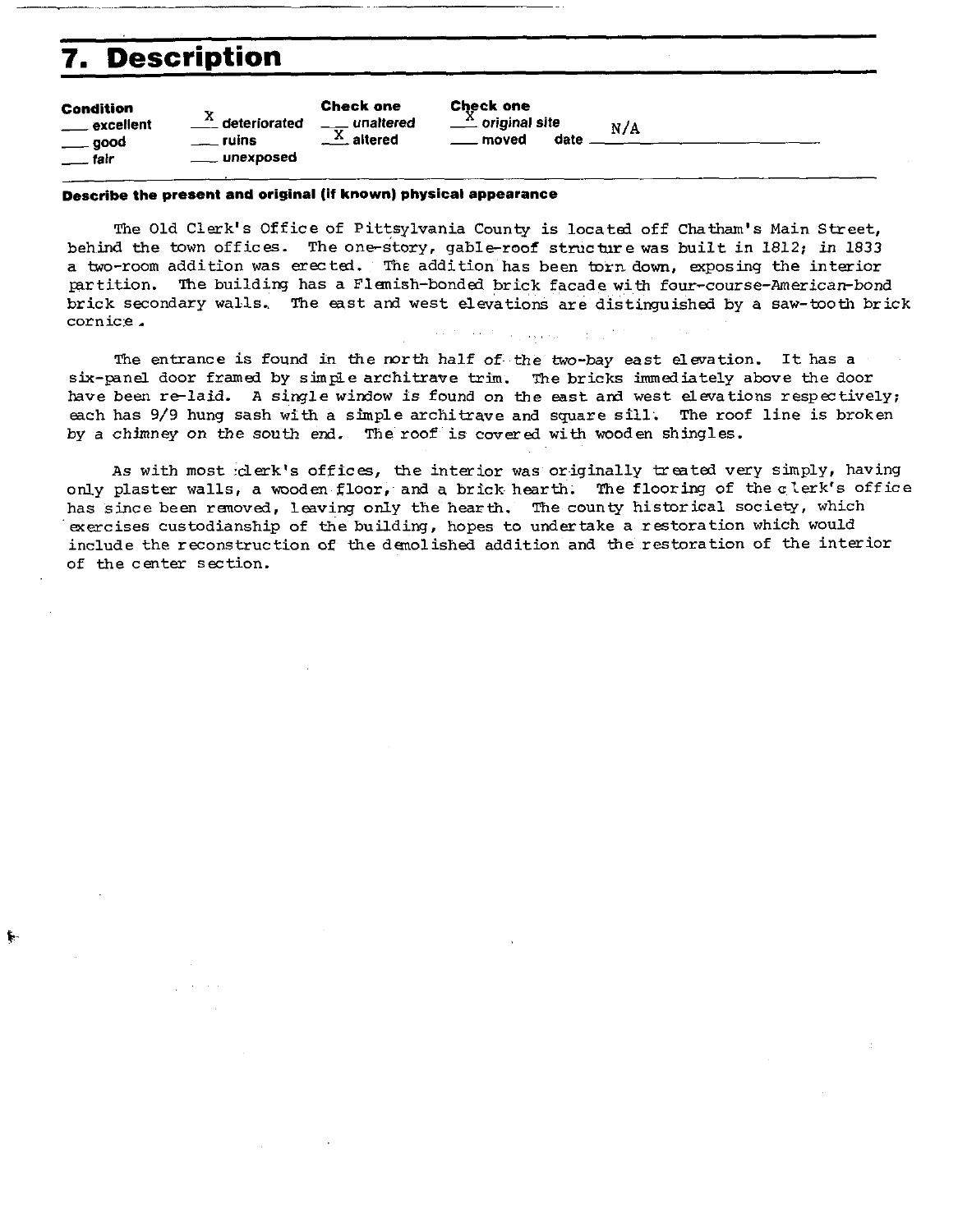# 7. Description

| Condition | | Check one | Check one |
|---|---|---|---|
| ___ excellent | X deteriorated | ___ unaltered | X original site |
| ___ good | ___ ruins | X altered | ___ moved date N/A |
| ___ fair | ___ unexposed | | |

**Describe the present and original (if known) physical appearance**

The Old Clerk's Office of Pittsylvania County is located off Chatham's Main Street, behind the town offices. The one-story, gable-roof structure was built in 1812; in 1833 a two-room addition was erected. The addition has been torn down, exposing the interior partition. The building has a Flemish-bonded brick facade with four-course-American-bond brick secondary walls. The east and west elevations are distinguished by a saw-tooth brick cornice.

The entrance is found in the north half of the two-bay east elevation. It has a six-panel door framed by simple architrave trim. The bricks immediately above the door have been re-laid. A single window is found on the east and west elevations respectively; each has 9/9 hung sash with a simple architrave and square sill. The roof line is broken by a chimney on the south end. The roof is covered with wooden shingles.

As with most clerk's offices, the interior was originally treated very simply, having only plaster walls, a wooden floor, and a brick hearth. The flooring of the clerk's office has since been removed, leaving only the hearth. The county historical society, which exercises custodianship of the building, hopes to undertake a restoration which would include the reconstruction of the demolished addition and the restoration of the interior of the center section.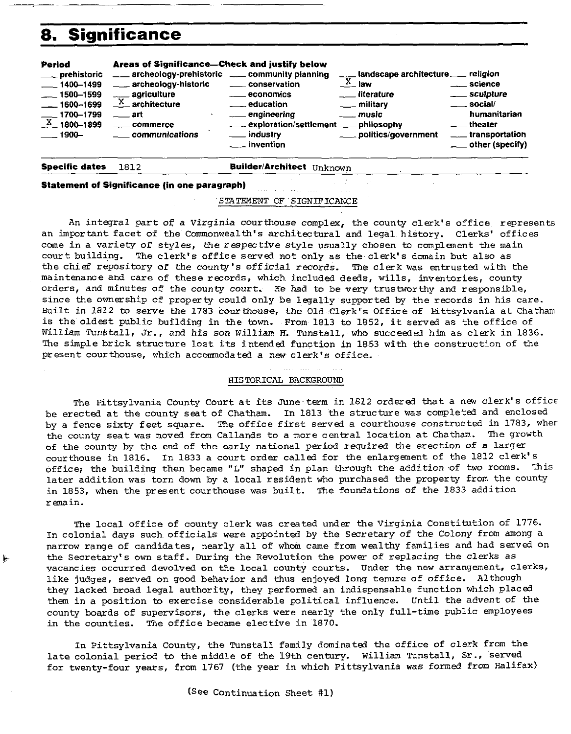# 8. Significance

| Period | Areas of Significance—Check and justify below | | | |
|---|---|---|---|---|
| ___ prehistoric | ___ archeology-prehistoric | ___ community planning | ___ landscape architecture | ___ religion |
| ___ 1400–1499 | ___ archeology-historic | ___ conservation | X law | ___ science |
| ___ 1500–1599 | ___ agriculture | ___ economics | ___ literature | ___ sculpture |
| ___ 1600–1699 | X architecture | ___ education | ___ military | ___ social/ humanitarian |
| ___ 1700–1799 | ___ art | ___ engineering | ___ music | ___ theater |
| X 1800–1899 | ___ commerce | ___ exploration/settlement | ___ philosophy | ___ transportation |
| ___ 1900– | ___ communications | ___ industry | ___ politics/government | ___ other (specify) |
| | | ___ invention | | |

**Specific dates** 1812 **Builder/Architect** Unknown

**Statement of Significance (in one paragraph)**

STATEMENT OF SIGNIFICANCE

An integral part of a Virginia courthouse complex, the county clerk's office represents an important facet of the Commonwealth's architectural and legal history. Clerks' offices come in a variety of styles, the respective style usually chosen to complement the main court building. The clerk's office served not only as the clerk's domain but also as the chief repository of the county's official records. The clerk was entrusted with the maintenance and care of these records, which included deeds, wills, inventories, county orders, and minutes of the county court. He had to be very trustworthy and responsible, since the ownership of property could only be legally supported by the records in his care. Built in 1812 to serve the 1783 courthouse, the Old Clerk's Office of Pittsylvania at Chatham is the oldest public building in the town. From 1813 to 1852, it served as the office of William Tunstall, Jr., and his son William H. Tunstall, who succeeded him as clerk in 1836. The simple brick structure lost its intended function in 1853 with the construction of the present courthouse, which accommodated a new clerk's office.

HISTORICAL BACKGROUND

The Pittsylvania County Court at its June term in 1812 ordered that a new clerk's office be erected at the county seat of Chatham. In 1813 the structure was completed and enclosed by a fence sixty feet square. The office first served a courthouse constructed in 1783, when the county seat was moved from Callands to a more central location at Chatham. The growth of the county by the end of the early national period required the erection of a larger courthouse in 1816. In 1833 a court order called for the enlargement of the 1812 clerk's office; the building then became "L" shaped in plan through the addition of two rooms. This later addition was torn down by a local resident who purchased the property from the county in 1853, when the present courthouse was built. The foundations of the 1833 addition remain.

The local office of county clerk was created under the Virginia Constitution of 1776. In colonial days such officials were appointed by the Secretary of the Colony from among a narrow range of candidates, nearly all of whom came from wealthy families and had served on the Secretary's own staff. During the Revolution the power of replacing the clerks as vacancies occurred devolved on the local county courts. Under the new arrangement, clerks, like judges, served on good behavior and thus enjoyed long tenure of office. Although they lacked broad legal authority, they performed an indispensable function which placed them in a position to exercise considerable political influence. Until the advent of the county boards of supervisors, the clerks were nearly the only full-time public employees in the counties. The office became elective in 1870.

In Pittsylvania County, the Tunstall family dominated the office of clerk from the late colonial period to the middle of the 19th century. William Tunstall, Sr., served for twenty-four years, from 1767 (the year in which Pittsylvania was formed from Halifax)

(See Continuation Sheet #1)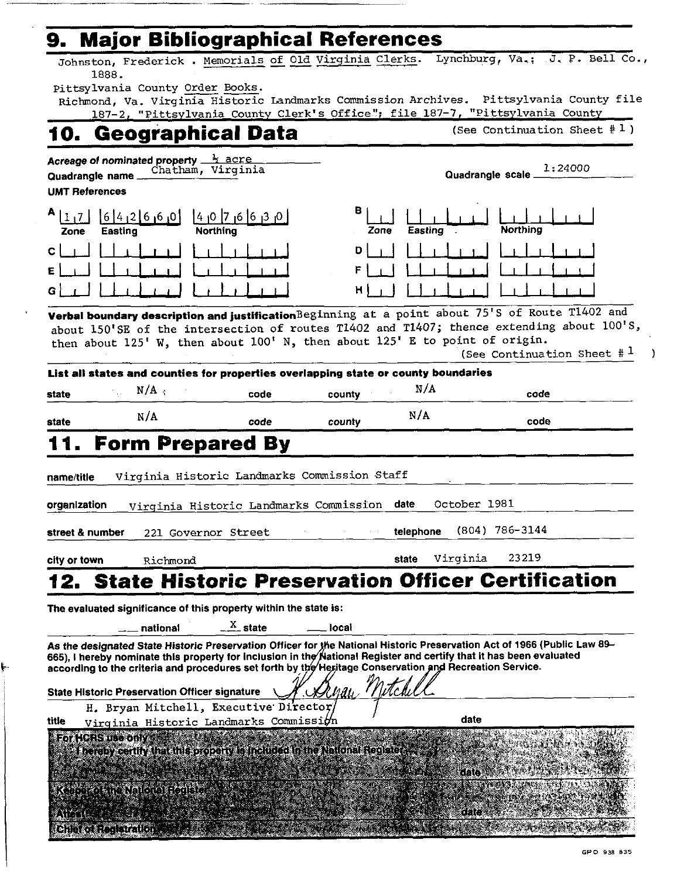## 9. Major Bibliographical References

Johnston, Frederick . Memorials of Old Virginia Clerks. Lynchburg, Va.; J. P. Bell Co., 1888.

Pittsylvania County Order Books.

Richmond, Va. Virginia Historic Landmarks Commission Archives. Pittsylvania County file 187-2, "Pittsylvania County Clerk's Office"; file 187-7, "Pittsylvania County

## 10. Geographical Data

(See Continuation Sheet # 1 )

*Acreage of nominated property* ½ acre

*Quadrangle name* Chatham, Virginia

*Quadrangle scale* 1:24000

*UMT References*

| | Zone | Easting | Northing |
|---|---|---|---|
| A | 17 | 642660 | 4076630 |
| B | | | |
| C | | | |
| D | | | |
| E | | | |
| F | | | |
| G | | | |
| H | | | |

**Verbal boundary description and justification** Beginning at a point about 75'S of Route T1402 and about 150'SE of the intersection of routes T1402 and T1407; thence extending about 100'S, then about 125' W, then about 100' N, then about 125' E to point of origin.

(See Continuation Sheet # 1 )

**List all states and counties for properties overlapping state or county boundaries**

| state | | code | county | | code |
|---|---|---|---|---|---|
| state | N/A | code | county | N/A | code |
| state | N/A | code | county | N/A | code |

## 11. Form Prepared By

name/title Virginia Historic Landmarks Commission Staff

organization Virginia Historic Landmarks Commission  date October 1981

street & number 221 Governor Street  telephone (804) 786-3144

city or town Richmond  state Virginia 23219

## 12. State Historic Preservation Officer Certification

**The evaluated significance of this property within the state is:**

___ national  _X_ state  ___ local

**As the designated State Historic Preservation Officer for the National Historic Preservation Act of 1966 (Public Law 89–665), I hereby nominate this property for inclusion in the National Register and certify that it has been evaluated according to the criteria and procedures set forth by the Heritage Conservation and Recreation Service.**

**State Historic Preservation Officer signature** H. Bryan Mitchell

title H. Bryan Mitchell, Executive Director Virginia Historic Landmarks Commission  date

**For HCRS use only**

**I hereby certify that this property is included in the National Register**

date

**Keeper of the National Register**

**Attest:**  date

**Chief of Registration**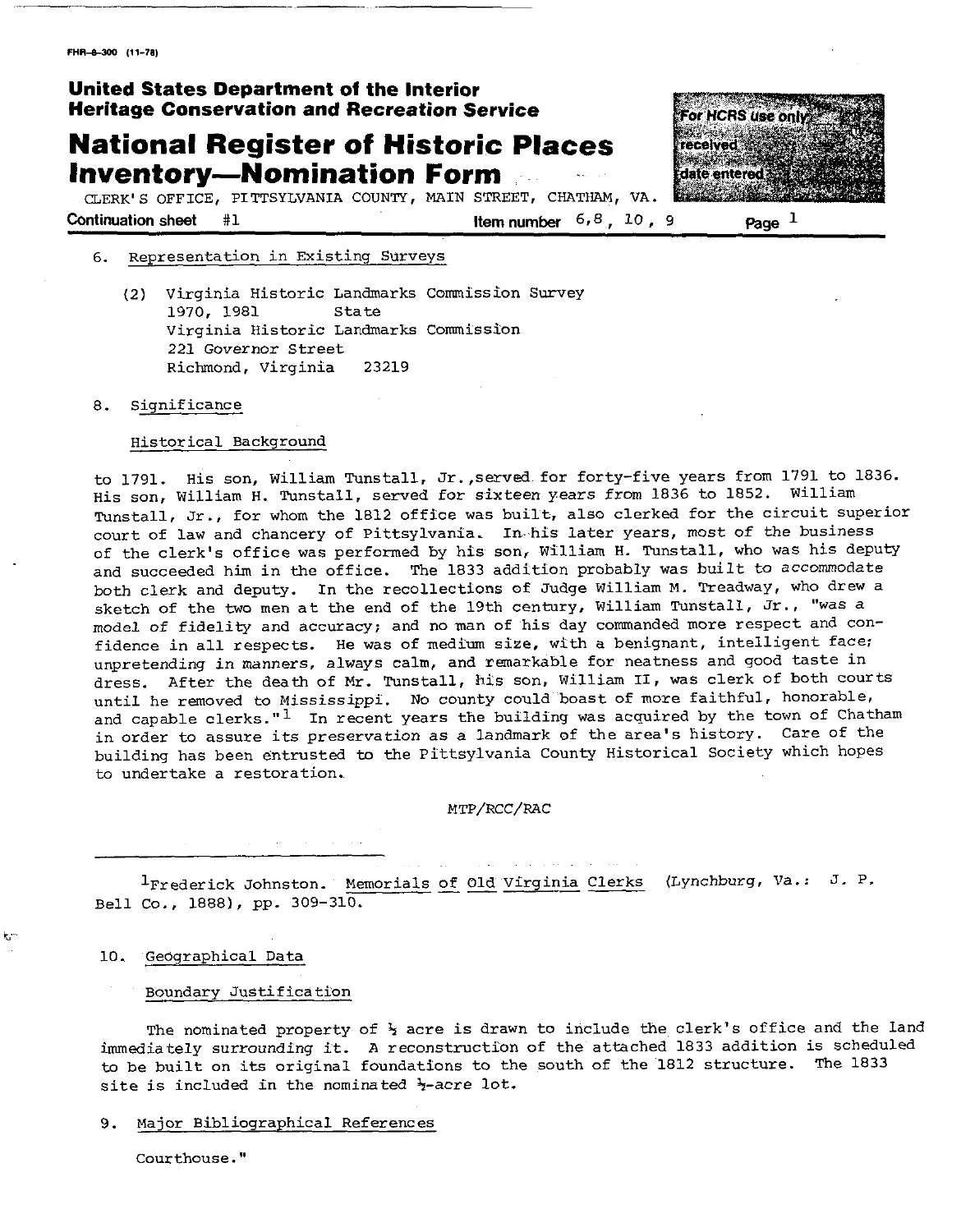FHR-8-300 (11-78)

**United States Department of the Interior**
**Heritage Conservation and Recreation Service**

# National Register of Historic Places Inventory—Nomination Form

CLERK'S OFFICE, PITTSYLVANIA COUNTY, MAIN STREET, CHATHAM, VA.

For HCRS use only
received
date entered

Continuation sheet #1 | Item number 6, 8, 10, 9 | Page 1

6. Representation in Existing Surveys

    (2) Virginia Historic Landmarks Commission Survey
    1970, 1981 State
    Virginia Historic Landmarks Commission
    221 Governor Street
    Richmond, Virginia 23219

8. Significance

    Historical Background

to 1791. His son, William Tunstall, Jr., served for forty-five years from 1791 to 1836. His son, William H. Tunstall, served for sixteen years from 1836 to 1852. William Tunstall, Jr., for whom the 1812 office was built, also clerked for the circuit superior court of law and chancery of Pittsylvania. In his later years, most of the business of the clerk's office was performed by his son, William H. Tunstall, who was his deputy and succeeded him in the office. The 1833 addition probably was built to accommodate both clerk and deputy. In the recollections of Judge William M. Treadway, who drew a sketch of the two men at the end of the 19th century, William Tunstall, Jr., "was a model of fidelity and accuracy; and no man of his day commanded more respect and confidence in all respects. He was of medium size, with a benignant, intelligent face; unpretending in manners, always calm, and remarkable for neatness and good taste in dress. After the death of Mr. Tunstall, his son, William II, was clerk of both courts until he removed to Mississippi. No county could boast of more faithful, honorable, and capable clerks."[1] In recent years the building was acquired by the town of Chatham in order to assure its preservation as a landmark of the area's history. Care of the building has been entrusted to the Pittsylvania County Historical Society which hopes to undertake a restoration.

MTP/RCC/RAC

---

[1] Frederick Johnston. Memorials of Old Virginia Clerks (Lynchburg, Va.: J. P. Bell Co., 1888), pp. 309-310.

10. Geographical Data

    Boundary Justification

The nominated property of ½ acre is drawn to include the clerk's office and the land immediately surrounding it. A reconstruction of the attached 1833 addition is scheduled to be built on its original foundations to the south of the 1812 structure. The 1833 site is included in the nominated ½-acre lot.

9. Major Bibliographical References

    Courthouse."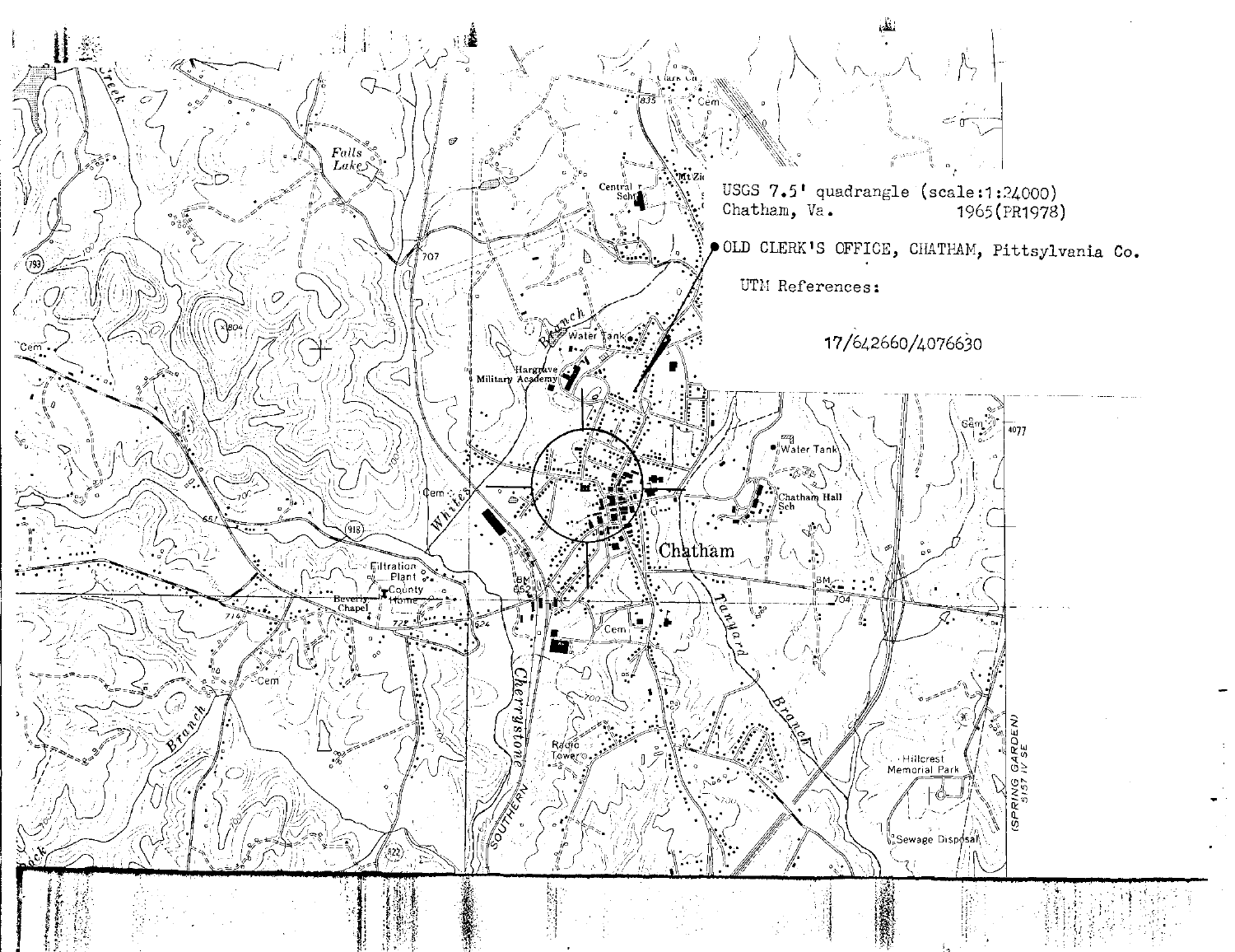USGS 7.5' quadrangle (scale:1:24000)
Chatham, Va. 1965(PR1978)

OLD CLERK'S OFFICE, CHATHAM, Pittsylvania Co.

UTM References:

17/642660/4076630